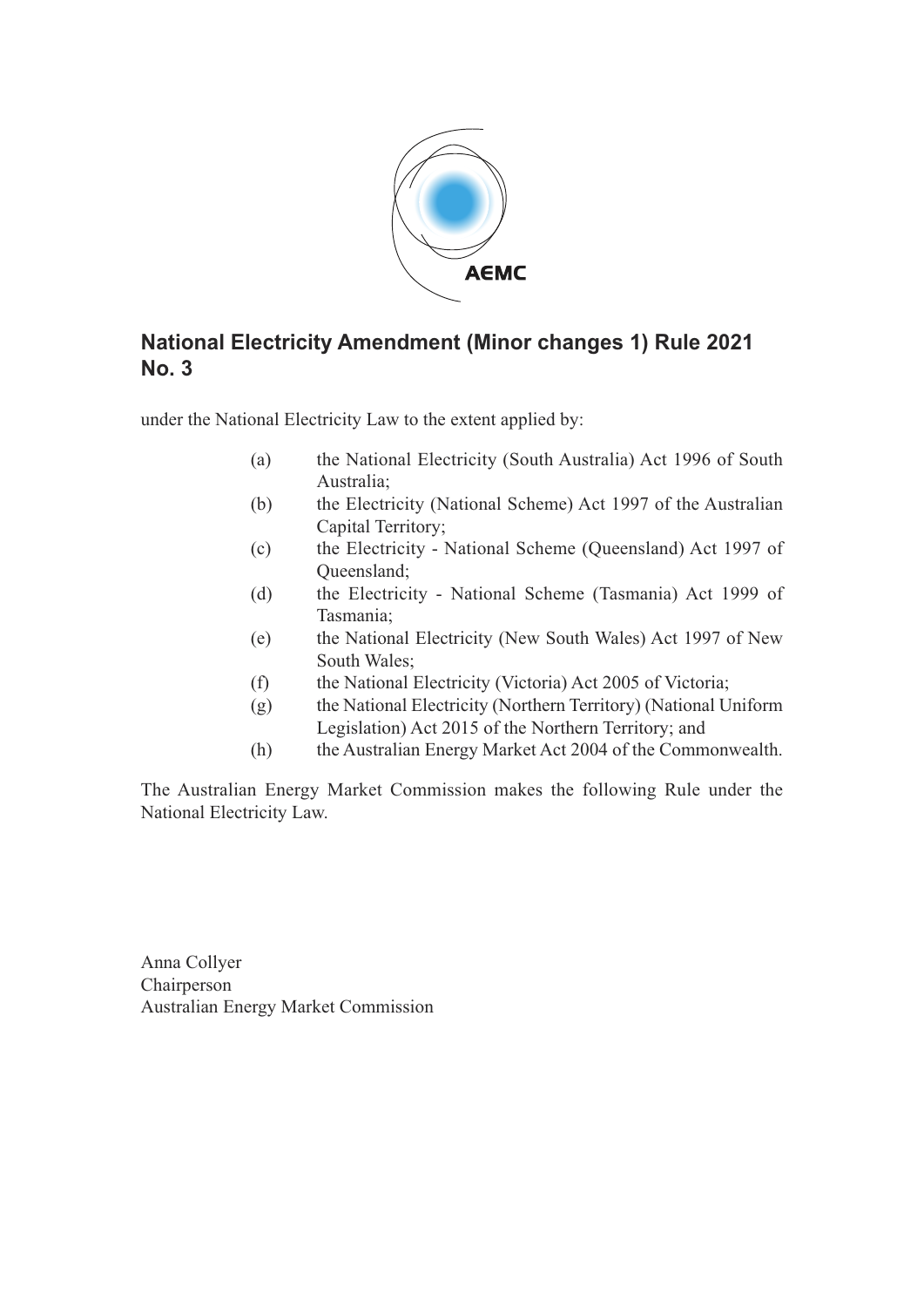# National Electricity Amendment (Minor changes 1) Rule 2021 No. 3

under the National Electricity Law to the extent applied by:

(a) the National Electricity (South Australia) Act 1996 of South Australia;

(b) the Electricity (National Scheme) Act 1997 of the Australian Capital Territory;

(c) the Electricity - National Scheme (Queensland) Act 1997 of Queensland;

(d) the Electricity - National Scheme (Tasmania) Act 1999 of Tasmania;

(e) the National Electricity (New South Wales) Act 1997 of New South Wales;

(f) the National Electricity (Victoria) Act 2005 of Victoria;

(g) the National Electricity (Northern Territory) (National Uniform Legislation) Act 2015 of the Northern Territory; and

(h) the Australian Energy Market Act 2004 of the Commonwealth.

The Australian Energy Market Commission makes the following Rule under the National Electricity Law.

Anna Collyer
Chairperson
Australian Energy Market Commission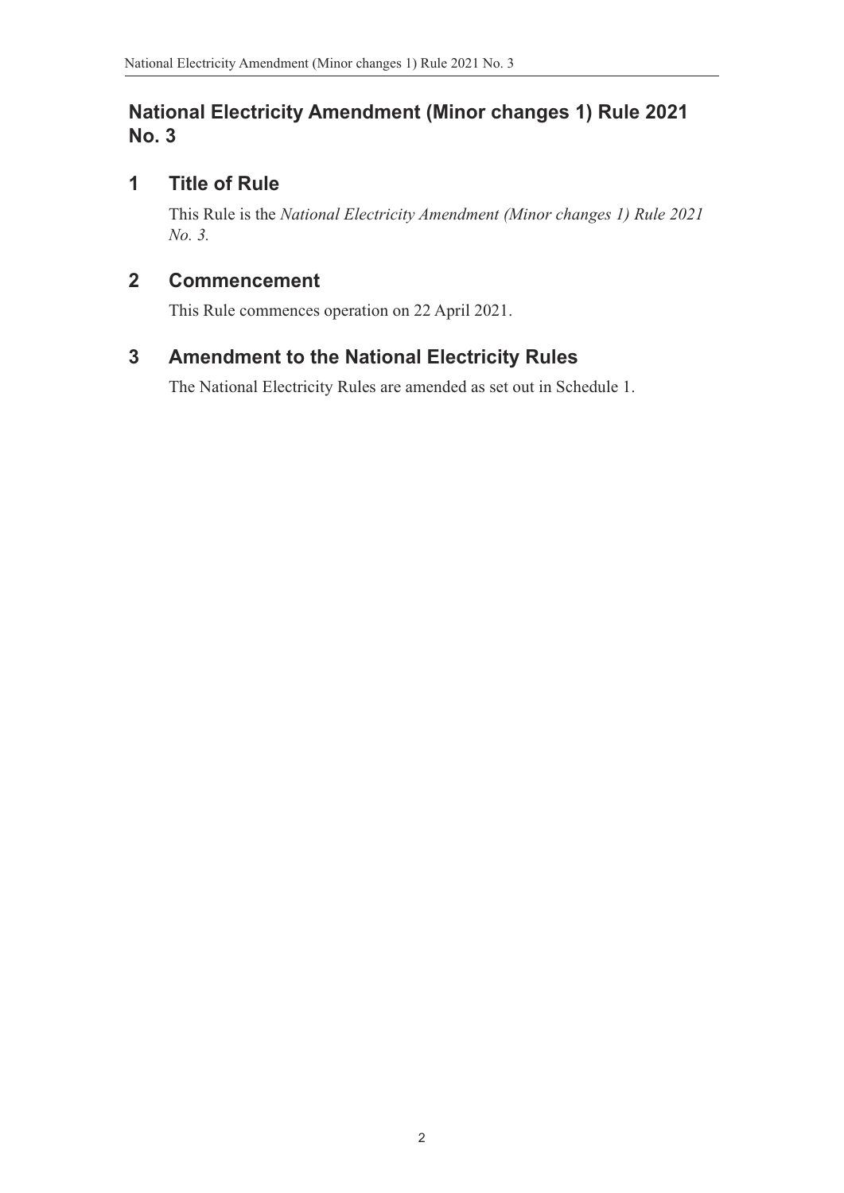# National Electricity Amendment (Minor changes 1) Rule 2021 No. 3

## 1 Title of Rule

This Rule is the *National Electricity Amendment (Minor changes 1) Rule 2021 No. 3.*

## 2 Commencement

This Rule commences operation on 22 April 2021.

## 3 Amendment to the National Electricity Rules

The National Electricity Rules are amended as set out in Schedule 1.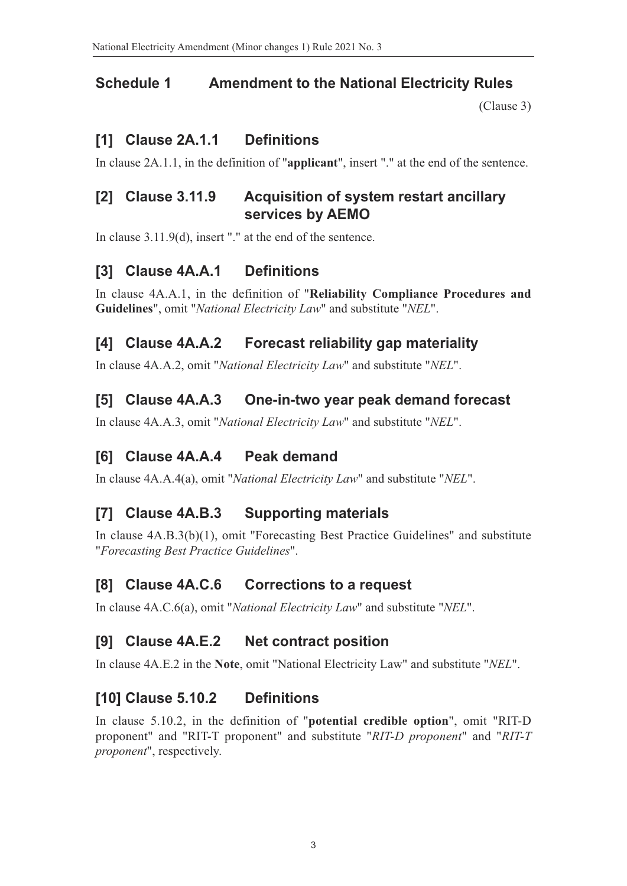## Schedule 1 Amendment to the National Electricity Rules

(Clause 3)

### [1] Clause 2A.1.1 Definitions

In clause 2A.1.1, in the definition of "**applicant**", insert "." at the end of the sentence.

### [2] Clause 3.11.9 Acquisition of system restart ancillary services by AEMO

In clause 3.11.9(d), insert "." at the end of the sentence.

### [3] Clause 4A.A.1 Definitions

In clause 4A.A.1, in the definition of "**Reliability Compliance Procedures and Guidelines**", omit "*National Electricity Law*" and substitute "*NEL*".

### [4] Clause 4A.A.2 Forecast reliability gap materiality

In clause 4A.A.2, omit "*National Electricity Law*" and substitute "*NEL*".

### [5] Clause 4A.A.3 One-in-two year peak demand forecast

In clause 4A.A.3, omit "*National Electricity Law*" and substitute "*NEL*".

### [6] Clause 4A.A.4 Peak demand

In clause 4A.A.4(a), omit "*National Electricity Law*" and substitute "*NEL*".

### [7] Clause 4A.B.3 Supporting materials

In clause 4A.B.3(b)(1), omit "Forecasting Best Practice Guidelines" and substitute "*Forecasting Best Practice Guidelines*".

### [8] Clause 4A.C.6 Corrections to a request

In clause 4A.C.6(a), omit "*National Electricity Law*" and substitute "*NEL*".

### [9] Clause 4A.E.2 Net contract position

In clause 4A.E.2 in the **Note**, omit "National Electricity Law" and substitute "*NEL*".

### [10] Clause 5.10.2 Definitions

In clause 5.10.2, in the definition of "**potential credible option**", omit "RIT-D proponent" and "RIT-T proponent" and substitute "*RIT-D proponent*" and "*RIT-T proponent*", respectively.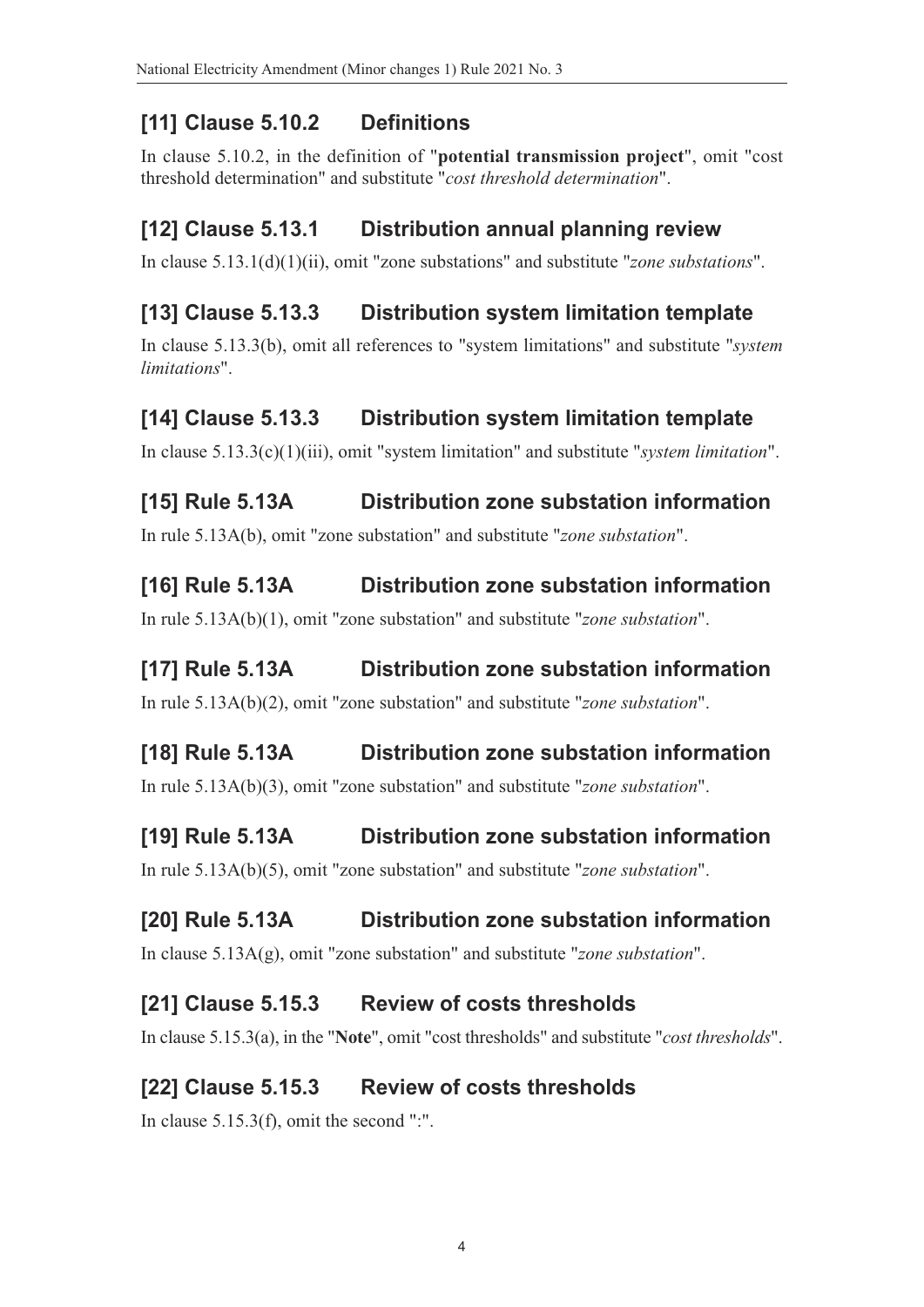## [11] Clause 5.10.2 Definitions

In clause 5.10.2, in the definition of "**potential transmission project**", omit "cost threshold determination" and substitute "*cost threshold determination*".

## [12] Clause 5.13.1 Distribution annual planning review

In clause 5.13.1(d)(1)(ii), omit "zone substations" and substitute "*zone substations*".

## [13] Clause 5.13.3 Distribution system limitation template

In clause 5.13.3(b), omit all references to "system limitations" and substitute "*system limitations*".

## [14] Clause 5.13.3 Distribution system limitation template

In clause 5.13.3(c)(1)(iii), omit "system limitation" and substitute "*system limitation*".

## [15] Rule 5.13A Distribution zone substation information

In rule 5.13A(b), omit "zone substation" and substitute "*zone substation*".

## [16] Rule 5.13A Distribution zone substation information

In rule 5.13A(b)(1), omit "zone substation" and substitute "*zone substation*".

## [17] Rule 5.13A Distribution zone substation information

In rule 5.13A(b)(2), omit "zone substation" and substitute "*zone substation*".

## [18] Rule 5.13A Distribution zone substation information

In rule 5.13A(b)(3), omit "zone substation" and substitute "*zone substation*".

## [19] Rule 5.13A Distribution zone substation information

In rule 5.13A(b)(5), omit "zone substation" and substitute "*zone substation*".

## [20] Rule 5.13A Distribution zone substation information

In clause 5.13A(g), omit "zone substation" and substitute "*zone substation*".

## [21] Clause 5.15.3 Review of costs thresholds

In clause 5.15.3(a), in the "**Note**", omit "cost thresholds" and substitute "*cost thresholds*".

## [22] Clause 5.15.3 Review of costs thresholds

In clause 5.15.3(f), omit the second ":".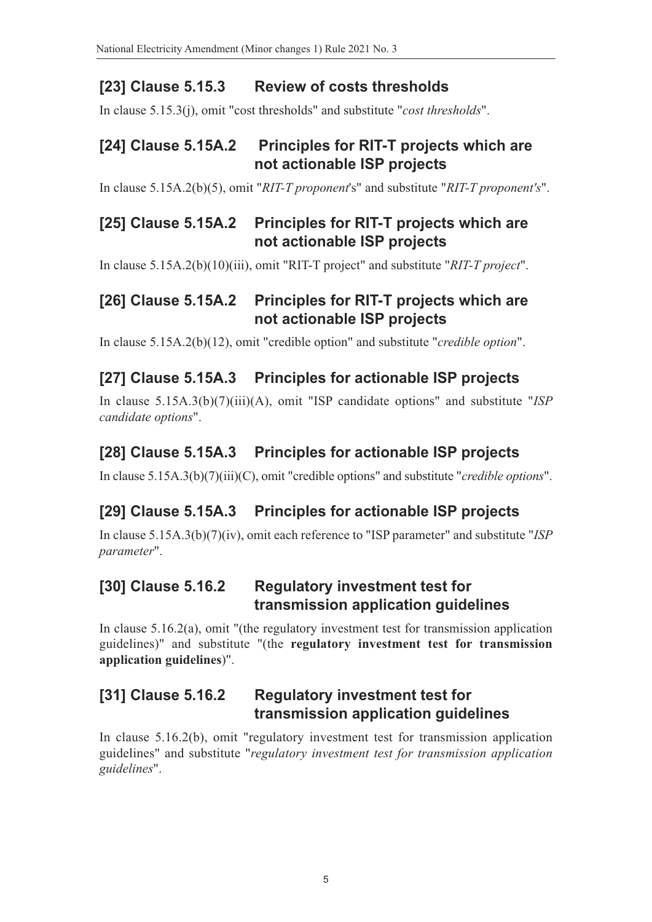## [23] Clause 5.15.3 Review of costs thresholds

In clause 5.15.3(j), omit "cost thresholds" and substitute "*cost thresholds*".

## [24] Clause 5.15A.2 Principles for RIT-T projects which are not actionable ISP projects

In clause 5.15A.2(b)(5), omit "*RIT-T proponent*'s" and substitute "*RIT-T proponent's*".

## [25] Clause 5.15A.2 Principles for RIT-T projects which are not actionable ISP projects

In clause 5.15A.2(b)(10)(iii), omit "RIT-T project" and substitute "*RIT-T project*".

## [26] Clause 5.15A.2 Principles for RIT-T projects which are not actionable ISP projects

In clause 5.15A.2(b)(12), omit "credible option" and substitute "*credible option*".

## [27] Clause 5.15A.3 Principles for actionable ISP projects

In clause 5.15A.3(b)(7)(iii)(A), omit "ISP candidate options" and substitute "*ISP candidate options*".

## [28] Clause 5.15A.3 Principles for actionable ISP projects

In clause 5.15A.3(b)(7)(iii)(C), omit "credible options" and substitute "*credible options*".

## [29] Clause 5.15A.3 Principles for actionable ISP projects

In clause 5.15A.3(b)(7)(iv), omit each reference to "ISP parameter" and substitute "*ISP parameter*".

## [30] Clause 5.16.2 Regulatory investment test for transmission application guidelines

In clause 5.16.2(a), omit "(the regulatory investment test for transmission application guidelines)" and substitute "(the **regulatory investment test for transmission application guidelines**)".

## [31] Clause 5.16.2 Regulatory investment test for transmission application guidelines

In clause 5.16.2(b), omit "regulatory investment test for transmission application guidelines" and substitute "*regulatory investment test for transmission application guidelines*".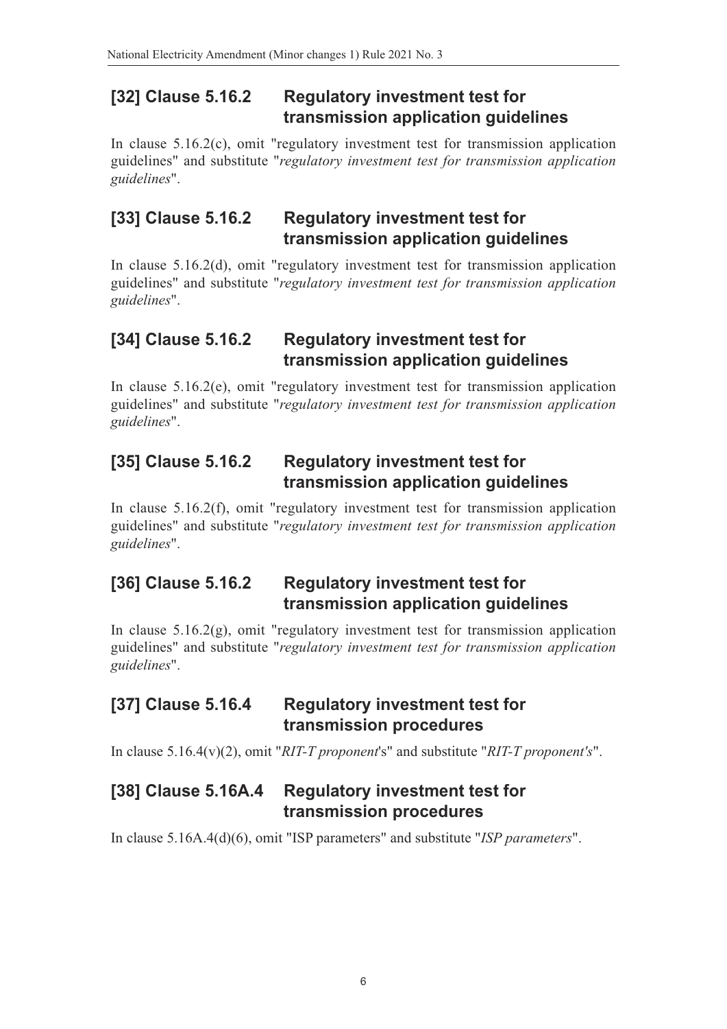## [32] Clause 5.16.2 Regulatory investment test for transmission application guidelines

In clause 5.16.2(c), omit "regulatory investment test for transmission application guidelines" and substitute "*regulatory investment test for transmission application guidelines*".

## [33] Clause 5.16.2 Regulatory investment test for transmission application guidelines

In clause 5.16.2(d), omit "regulatory investment test for transmission application guidelines" and substitute "*regulatory investment test for transmission application guidelines*".

## [34] Clause 5.16.2 Regulatory investment test for transmission application guidelines

In clause 5.16.2(e), omit "regulatory investment test for transmission application guidelines" and substitute "*regulatory investment test for transmission application guidelines*".

## [35] Clause 5.16.2 Regulatory investment test for transmission application guidelines

In clause 5.16.2(f), omit "regulatory investment test for transmission application guidelines" and substitute "*regulatory investment test for transmission application guidelines*".

## [36] Clause 5.16.2 Regulatory investment test for transmission application guidelines

In clause 5.16.2(g), omit "regulatory investment test for transmission application guidelines" and substitute "*regulatory investment test for transmission application guidelines*".

## [37] Clause 5.16.4 Regulatory investment test for transmission procedures

In clause 5.16.4(v)(2), omit "*RIT-T proponent*'s" and substitute "*RIT-T proponent's*".

## [38] Clause 5.16A.4 Regulatory investment test for transmission procedures

In clause 5.16A.4(d)(6), omit "ISP parameters" and substitute "*ISP parameters*".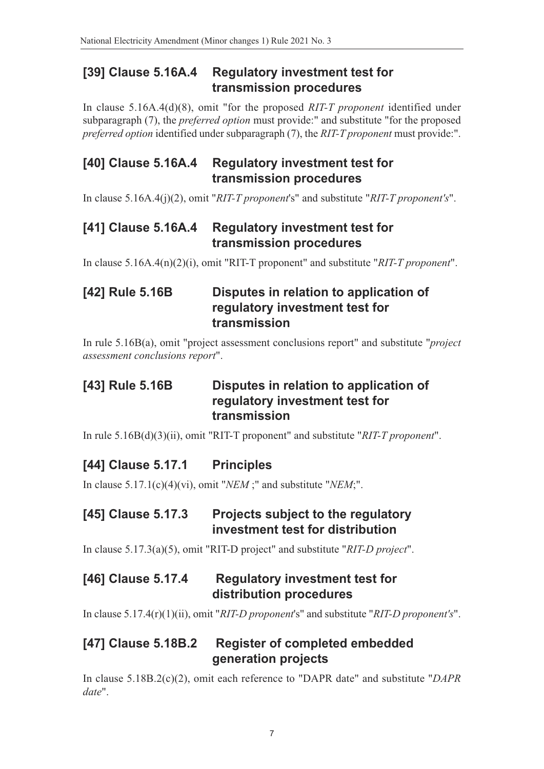## [39] Clause 5.16A.4 Regulatory investment test for transmission procedures

In clause 5.16A.4(d)(8), omit "for the proposed *RIT-T proponent* identified under subparagraph (7), the *preferred option* must provide:" and substitute "for the proposed *preferred option* identified under subparagraph (7), the *RIT-T proponent* must provide:".

## [40] Clause 5.16A.4 Regulatory investment test for transmission procedures

In clause 5.16A.4(j)(2), omit "*RIT-T proponent*'s" and substitute "*RIT-T proponent's*".

## [41] Clause 5.16A.4 Regulatory investment test for transmission procedures

In clause 5.16A.4(n)(2)(i), omit "RIT-T proponent" and substitute "*RIT-T proponent*".

## [42] Rule 5.16B Disputes in relation to application of regulatory investment test for transmission

In rule 5.16B(a), omit "project assessment conclusions report" and substitute "*project assessment conclusions report*".

## [43] Rule 5.16B Disputes in relation to application of regulatory investment test for transmission

In rule 5.16B(d)(3)(ii), omit "RIT-T proponent" and substitute "*RIT-T proponent*".

## [44] Clause 5.17.1 Principles

In clause 5.17.1(c)(4)(vi), omit "*NEM* ;" and substitute "*NEM*;".

## [45] Clause 5.17.3 Projects subject to the regulatory investment test for distribution

In clause 5.17.3(a)(5), omit "RIT-D project" and substitute "*RIT-D project*".

## [46] Clause 5.17.4 Regulatory investment test for distribution procedures

In clause 5.17.4(r)(1)(ii), omit "*RIT-D proponent*'s" and substitute "*RIT-D proponent's*".

## [47] Clause 5.18B.2 Register of completed embedded generation projects

In clause 5.18B.2(c)(2), omit each reference to "DAPR date" and substitute "*DAPR date*".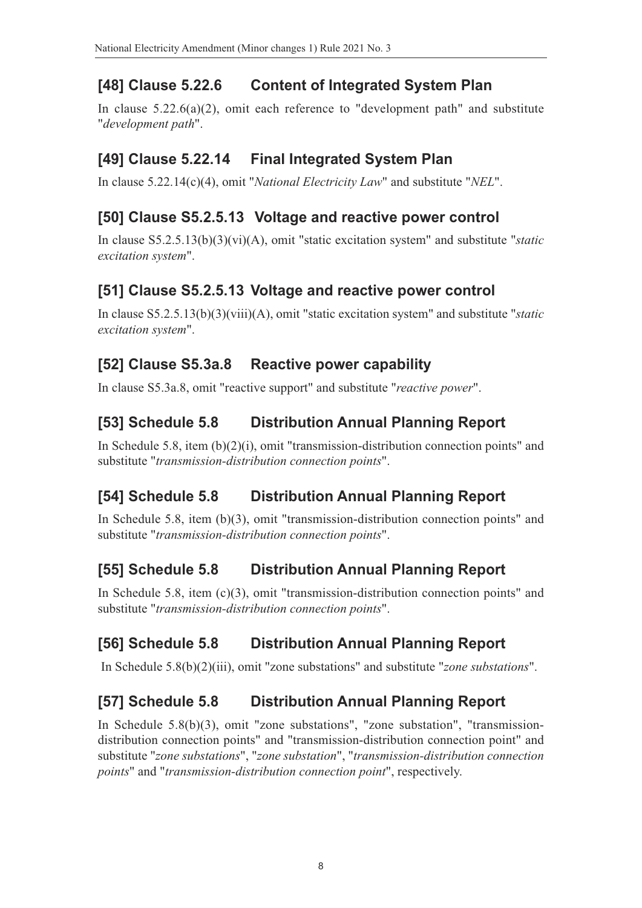## [48] Clause 5.22.6 Content of Integrated System Plan

In clause 5.22.6(a)(2), omit each reference to "development path" and substitute "*development path*".

## [49] Clause 5.22.14 Final Integrated System Plan

In clause 5.22.14(c)(4), omit "*National Electricity Law*" and substitute "*NEL*".

## [50] Clause S5.2.5.13 Voltage and reactive power control

In clause S5.2.5.13(b)(3)(vi)(A), omit "static excitation system" and substitute "*static excitation system*".

## [51] Clause S5.2.5.13 Voltage and reactive power control

In clause S5.2.5.13(b)(3)(viii)(A), omit "static excitation system" and substitute "*static excitation system*".

## [52] Clause S5.3a.8 Reactive power capability

In clause S5.3a.8, omit "reactive support" and substitute "*reactive power*".

## [53] Schedule 5.8 Distribution Annual Planning Report

In Schedule 5.8, item (b)(2)(i), omit "transmission-distribution connection points" and substitute "*transmission-distribution connection points*".

## [54] Schedule 5.8 Distribution Annual Planning Report

In Schedule 5.8, item (b)(3), omit "transmission-distribution connection points" and substitute "*transmission-distribution connection points*".

## [55] Schedule 5.8 Distribution Annual Planning Report

In Schedule 5.8, item (c)(3), omit "transmission-distribution connection points" and substitute "*transmission-distribution connection points*".

## [56] Schedule 5.8 Distribution Annual Planning Report

In Schedule 5.8(b)(2)(iii), omit "zone substations" and substitute "*zone substations*".

## [57] Schedule 5.8 Distribution Annual Planning Report

In Schedule 5.8(b)(3), omit "zone substations", "zone substation", "transmission-distribution connection points" and "transmission-distribution connection point" and substitute "*zone substations*", "*zone substation*", "*transmission-distribution connection points*" and "*transmission-distribution connection point*", respectively.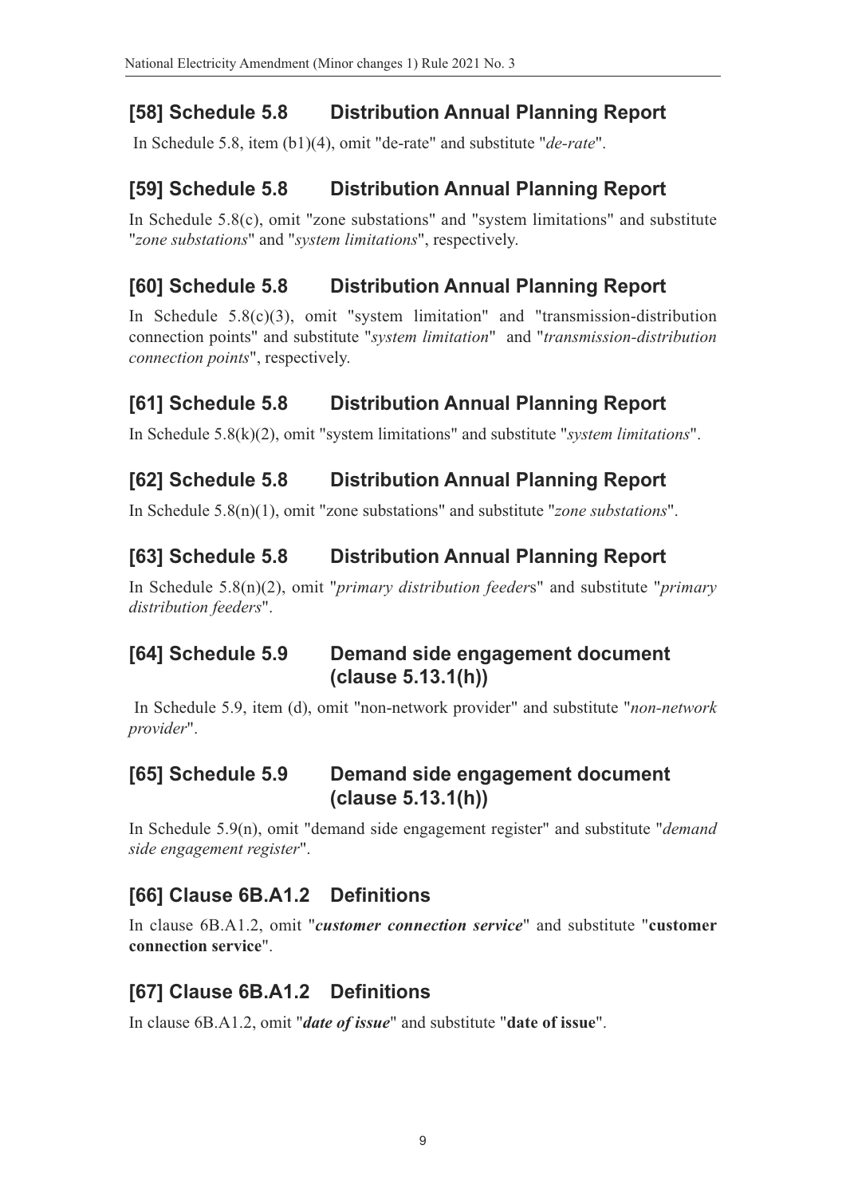## [58] Schedule 5.8 Distribution Annual Planning Report

In Schedule 5.8, item (b1)(4), omit "de-rate" and substitute "*de-rate*".

## [59] Schedule 5.8 Distribution Annual Planning Report

In Schedule 5.8(c), omit "zone substations" and "system limitations" and substitute "*zone substations*" and "*system limitations*", respectively.

## [60] Schedule 5.8 Distribution Annual Planning Report

In Schedule 5.8(c)(3), omit "system limitation" and "transmission-distribution connection points" and substitute "*system limitation*" and "*transmission-distribution connection points*", respectively.

## [61] Schedule 5.8 Distribution Annual Planning Report

In Schedule 5.8(k)(2), omit "system limitations" and substitute "*system limitations*".

## [62] Schedule 5.8 Distribution Annual Planning Report

In Schedule 5.8(n)(1), omit "zone substations" and substitute "*zone substations*".

## [63] Schedule 5.8 Distribution Annual Planning Report

In Schedule 5.8(n)(2), omit "*primary distribution feeder*s" and substitute "*primary distribution feeders*".

## [64] Schedule 5.9 Demand side engagement document (clause 5.13.1(h))

In Schedule 5.9, item (d), omit "non-network provider" and substitute "*non-network provider*".

## [65] Schedule 5.9 Demand side engagement document (clause 5.13.1(h))

In Schedule 5.9(n), omit "demand side engagement register" and substitute "*demand side engagement register*".

## [66] Clause 6B.A1.2 Definitions

In clause 6B.A1.2, omit "***customer connection service***" and substitute "**customer connection service**".

## [67] Clause 6B.A1.2 Definitions

In clause 6B.A1.2, omit "***date of issue***" and substitute "**date of issue**".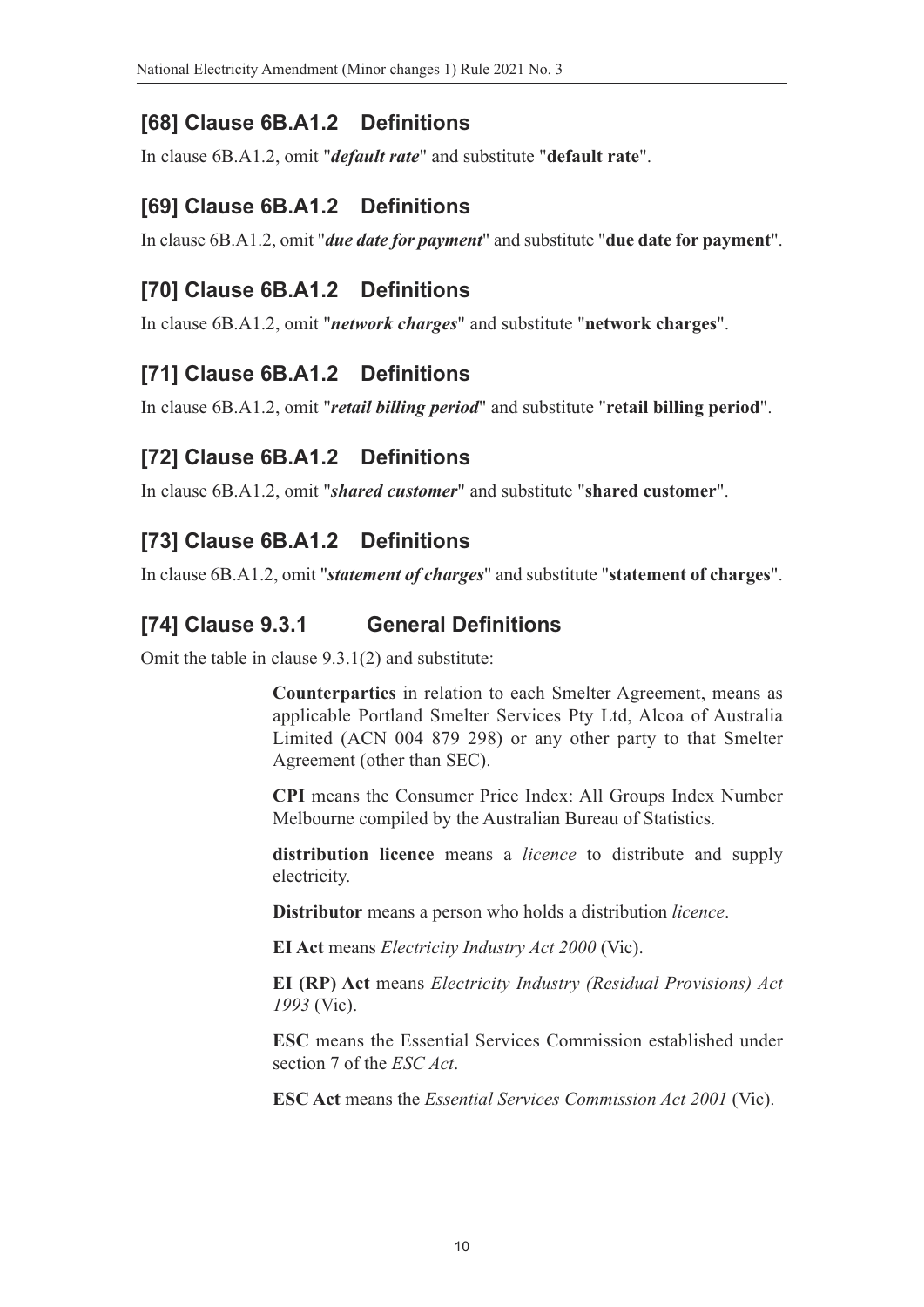## [68] Clause 6B.A1.2 Definitions

In clause 6B.A1.2, omit "***default rate***" and substitute "**default rate**".

## [69] Clause 6B.A1.2 Definitions

In clause 6B.A1.2, omit "***due date for payment***" and substitute "**due date for payment**".

## [70] Clause 6B.A1.2 Definitions

In clause 6B.A1.2, omit "***network charges***" and substitute "**network charges**".

## [71] Clause 6B.A1.2 Definitions

In clause 6B.A1.2, omit "***retail billing period***" and substitute "**retail billing period**".

## [72] Clause 6B.A1.2 Definitions

In clause 6B.A1.2, omit "***shared customer***" and substitute "**shared customer**".

## [73] Clause 6B.A1.2 Definitions

In clause 6B.A1.2, omit "***statement of charges***" and substitute "**statement of charges**".

## [74] Clause 9.3.1 General Definitions

Omit the table in clause 9.3.1(2) and substitute:

**Counterparties** in relation to each Smelter Agreement, means as applicable Portland Smelter Services Pty Ltd, Alcoa of Australia Limited (ACN 004 879 298) or any other party to that Smelter Agreement (other than SEC).

**CPI** means the Consumer Price Index: All Groups Index Number Melbourne compiled by the Australian Bureau of Statistics.

**distribution licence** means a *licence* to distribute and supply electricity.

**Distributor** means a person who holds a distribution *licence*.

**EI Act** means *Electricity Industry Act 2000* (Vic).

**EI (RP) Act** means *Electricity Industry (Residual Provisions) Act 1993* (Vic).

**ESC** means the Essential Services Commission established under section 7 of the *ESC Act*.

**ESC Act** means the *Essential Services Commission Act 2001* (Vic).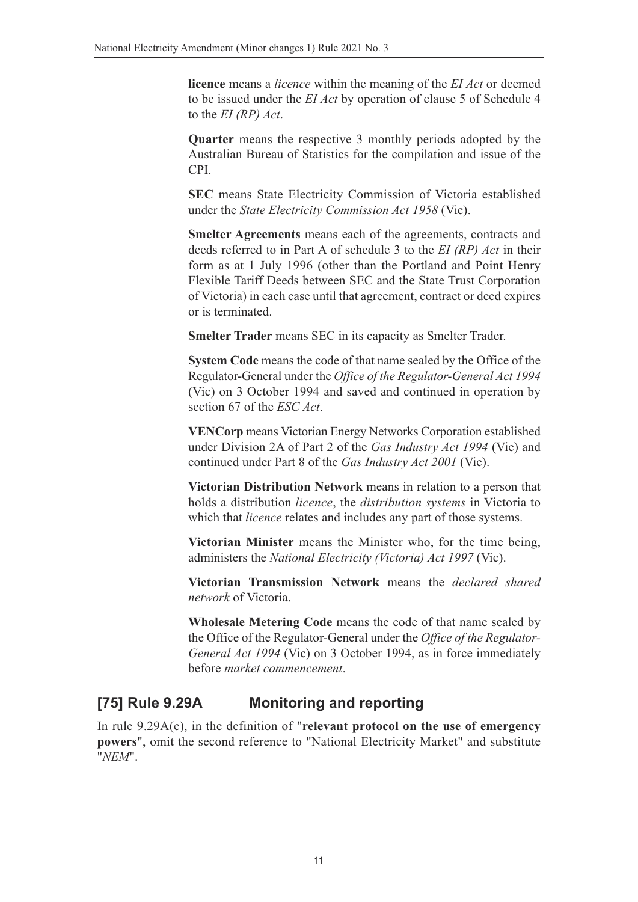**licence** means a *licence* within the meaning of the *EI Act* or deemed to be issued under the *EI Act* by operation of clause 5 of Schedule 4 to the *EI (RP) Act*.

**Quarter** means the respective 3 monthly periods adopted by the Australian Bureau of Statistics for the compilation and issue of the CPI.

**SEC** means State Electricity Commission of Victoria established under the *State Electricity Commission Act 1958* (Vic).

**Smelter Agreements** means each of the agreements, contracts and deeds referred to in Part A of schedule 3 to the *EI (RP) Act* in their form as at 1 July 1996 (other than the Portland and Point Henry Flexible Tariff Deeds between SEC and the State Trust Corporation of Victoria) in each case until that agreement, contract or deed expires or is terminated.

**Smelter Trader** means SEC in its capacity as Smelter Trader.

**System Code** means the code of that name sealed by the Office of the Regulator-General under the *Office of the Regulator-General Act 1994* (Vic) on 3 October 1994 and saved and continued in operation by section 67 of the *ESC Act*.

**VENCorp** means Victorian Energy Networks Corporation established under Division 2A of Part 2 of the *Gas Industry Act 1994* (Vic) and continued under Part 8 of the *Gas Industry Act 2001* (Vic).

**Victorian Distribution Network** means in relation to a person that holds a distribution *licence*, the *distribution systems* in Victoria to which that *licence* relates and includes any part of those systems.

**Victorian Minister** means the Minister who, for the time being, administers the *National Electricity (Victoria) Act 1997* (Vic).

**Victorian Transmission Network** means the *declared shared network* of Victoria.

**Wholesale Metering Code** means the code of that name sealed by the Office of the Regulator-General under the *Office of the Regulator-General Act 1994* (Vic) on 3 October 1994, as in force immediately before *market commencement*.

## [75] Rule 9.29A Monitoring and reporting

In rule 9.29A(e), in the definition of "**relevant protocol on the use of emergency powers**", omit the second reference to "National Electricity Market" and substitute "*NEM*".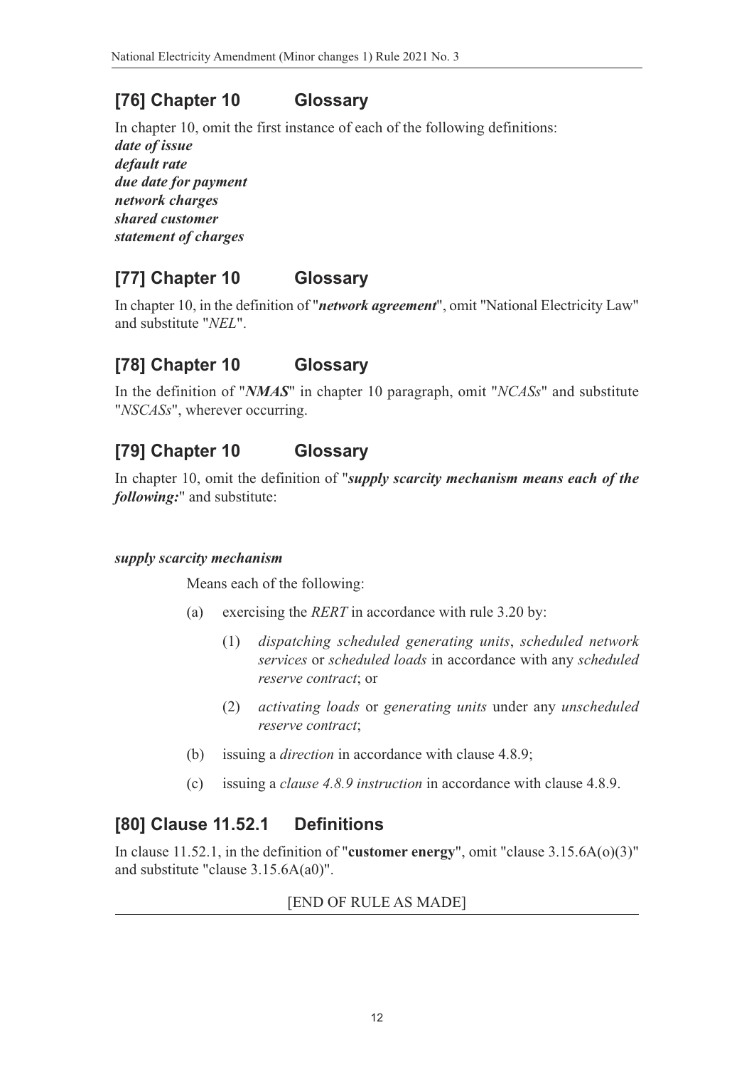## [76] Chapter 10 Glossary

In chapter 10, omit the first instance of each of the following definitions:

***date of issue***
***default rate***
***due date for payment***
***network charges***
***shared customer***
***statement of charges***

## [77] Chapter 10 Glossary

In chapter 10, in the definition of "***network agreement***", omit "National Electricity Law" and substitute "*NEL*".

## [78] Chapter 10 Glossary

In the definition of "***NMAS***" in chapter 10 paragraph, omit "*NCASs*" and substitute "*NSCASs*", wherever occurring.

## [79] Chapter 10 Glossary

In chapter 10, omit the definition of "***supply scarcity mechanism means each of the following:***" and substitute:

***supply scarcity mechanism***

Means each of the following:

(a) exercising the *RERT* in accordance with rule 3.20 by:

(1) *dispatching scheduled generating units*, *scheduled network services* or *scheduled loads* in accordance with any *scheduled reserve contract*; or

(2) *activating loads* or *generating units* under any *unscheduled reserve contract*;

(b) issuing a *direction* in accordance with clause 4.8.9;

(c) issuing a *clause 4.8.9 instruction* in accordance with clause 4.8.9.

## [80] Clause 11.52.1 Definitions

In clause 11.52.1, in the definition of "**customer energy**", omit "clause 3.15.6A(o)(3)" and substitute "clause 3.15.6A(a0)".

[END OF RULE AS MADE]